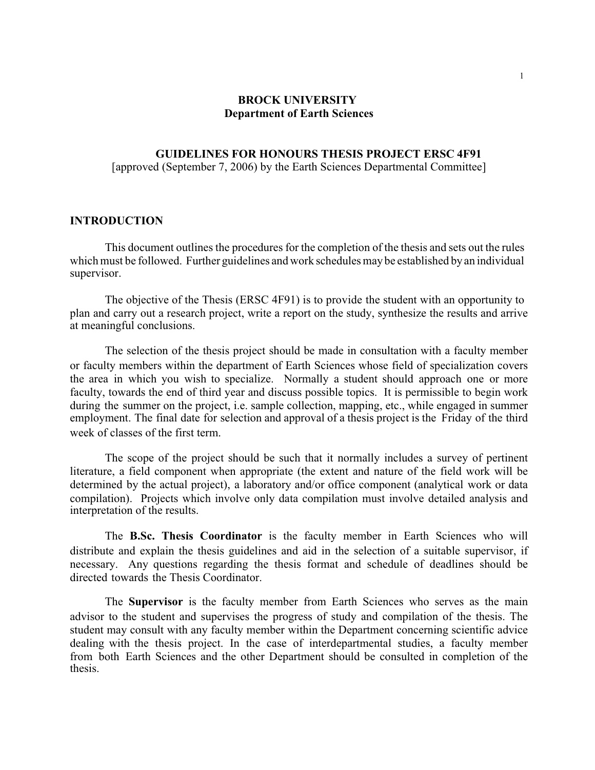# BROCK UNIVERSITY
## Department of Earth Sciences

## GUIDELINES FOR HONOURS THESIS PROJECT ERSC 4F91
[approved (September 7, 2006) by the Earth Sciences Departmental Committee]

## INTRODUCTION

This document outlines the procedures for the completion of the thesis and sets out the rules which must be followed. Further guidelines and work schedules may be established by an individual supervisor.

The objective of the Thesis (ERSC 4F91) is to provide the student with an opportunity to plan and carry out a research project, write a report on the study, synthesize the results and arrive at meaningful conclusions.

The selection of the thesis project should be made in consultation with a faculty member or faculty members within the department of Earth Sciences whose field of specialization covers the area in which you wish to specialize. Normally a student should approach one or more faculty, towards the end of third year and discuss possible topics. It is permissible to begin work during the summer on the project, i.e. sample collection, mapping, etc., while engaged in summer employment. The final date for selection and approval of a thesis project is the Friday of the third week of classes of the first term.

The scope of the project should be such that it normally includes a survey of pertinent literature, a field component when appropriate (the extent and nature of the field work will be determined by the actual project), a laboratory and/or office component (analytical work or data compilation). Projects which involve only data compilation must involve detailed analysis and interpretation of the results.

The **B.Sc. Thesis Coordinator** is the faculty member in Earth Sciences who will distribute and explain the thesis guidelines and aid in the selection of a suitable supervisor, if necessary. Any questions regarding the thesis format and schedule of deadlines should be directed towards the Thesis Coordinator.

The **Supervisor** is the faculty member from Earth Sciences who serves as the main advisor to the student and supervises the progress of study and compilation of the thesis. The student may consult with any faculty member within the Department concerning scientific advice dealing with the thesis project. In the case of interdepartmental studies, a faculty member from both Earth Sciences and the other Department should be consulted in completion of the thesis.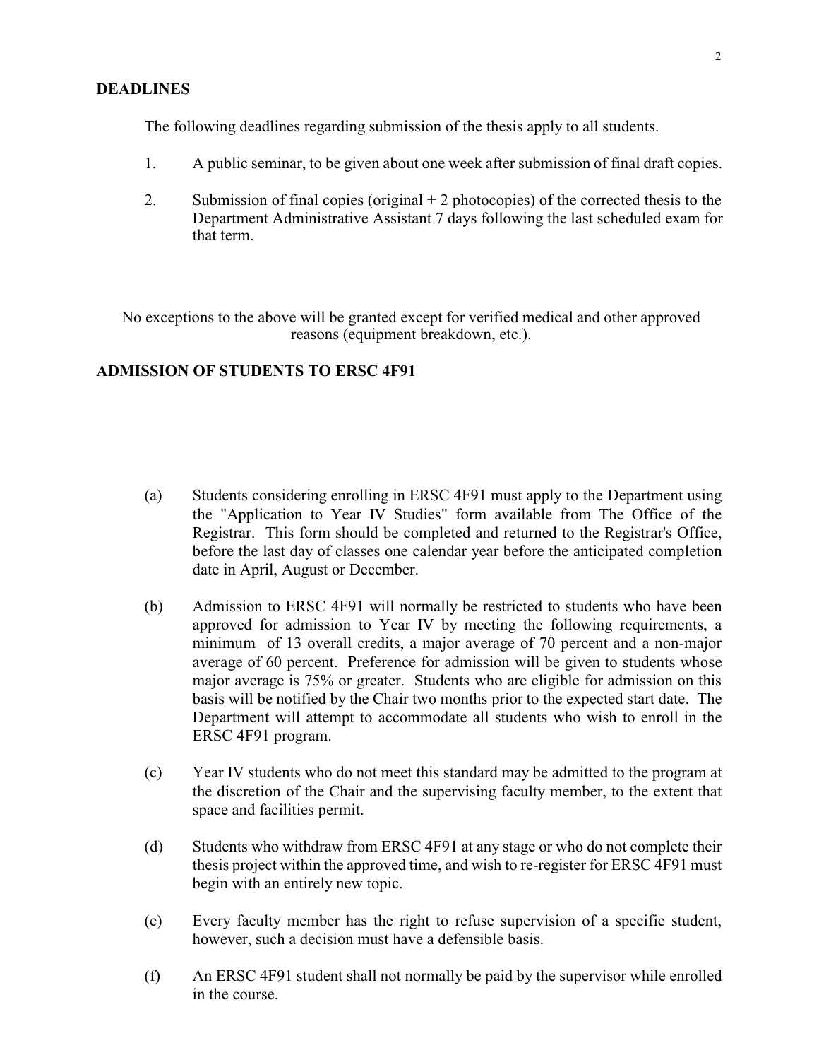## DEADLINES

The following deadlines regarding submission of the thesis apply to all students.

1. A public seminar, to be given about one week after submission of final draft copies.

2. Submission of final copies (original + 2 photocopies) of the corrected thesis to the Department Administrative Assistant 7 days following the last scheduled exam for that term.

No exceptions to the above will be granted except for verified medical and other approved reasons (equipment breakdown, etc.).

## ADMISSION OF STUDENTS TO ERSC 4F91

(a) Students considering enrolling in ERSC 4F91 must apply to the Department using the "Application to Year IV Studies" form available from The Office of the Registrar. This form should be completed and returned to the Registrar's Office, before the last day of classes one calendar year before the anticipated completion date in April, August or December.

(b) Admission to ERSC 4F91 will normally be restricted to students who have been approved for admission to Year IV by meeting the following requirements, a minimum of 13 overall credits, a major average of 70 percent and a non-major average of 60 percent. Preference for admission will be given to students whose major average is 75% or greater. Students who are eligible for admission on this basis will be notified by the Chair two months prior to the expected start date. The Department will attempt to accommodate all students who wish to enroll in the ERSC 4F91 program.

(c) Year IV students who do not meet this standard may be admitted to the program at the discretion of the Chair and the supervising faculty member, to the extent that space and facilities permit.

(d) Students who withdraw from ERSC 4F91 at any stage or who do not complete their thesis project within the approved time, and wish to re-register for ERSC 4F91 must begin with an entirely new topic.

(e) Every faculty member has the right to refuse supervision of a specific student, however, such a decision must have a defensible basis.

(f) An ERSC 4F91 student shall not normally be paid by the supervisor while enrolled in the course.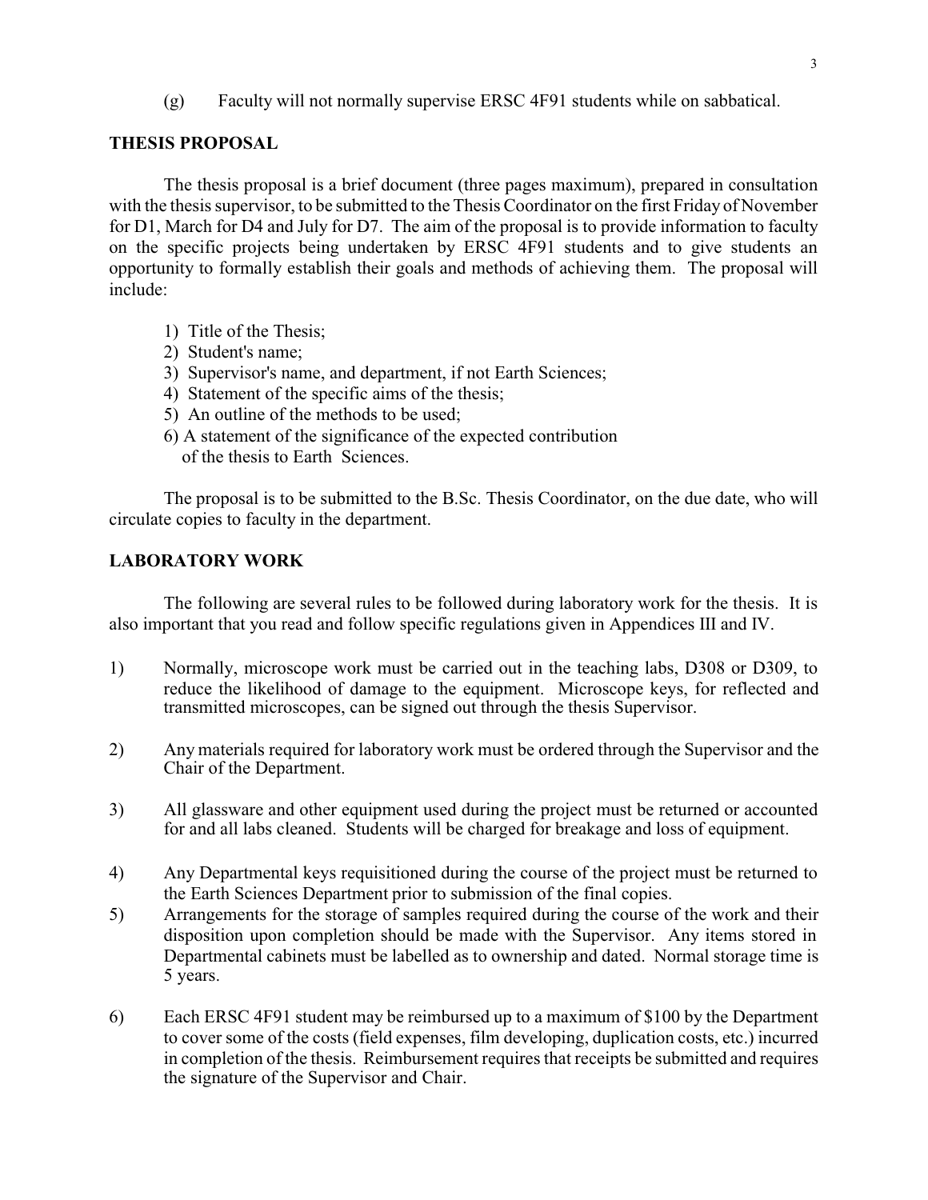(g) Faculty will not normally supervise ERSC 4F91 students while on sabbatical.

## THESIS PROPOSAL

The thesis proposal is a brief document (three pages maximum), prepared in consultation with the thesis supervisor, to be submitted to the Thesis Coordinator on the first Friday of November for D1, March for D4 and July for D7. The aim of the proposal is to provide information to faculty on the specific projects being undertaken by ERSC 4F91 students and to give students an opportunity to formally establish their goals and methods of achieving them. The proposal will include:

1) Title of the Thesis;
2) Student's name;
3) Supervisor's name, and department, if not Earth Sciences;
4) Statement of the specific aims of the thesis;
5) An outline of the methods to be used;
6) A statement of the significance of the expected contribution of the thesis to Earth Sciences.

The proposal is to be submitted to the B.Sc. Thesis Coordinator, on the due date, who will circulate copies to faculty in the department.

## LABORATORY WORK

The following are several rules to be followed during laboratory work for the thesis. It is also important that you read and follow specific regulations given in Appendices III and IV.

1) Normally, microscope work must be carried out in the teaching labs, D308 or D309, to reduce the likelihood of damage to the equipment. Microscope keys, for reflected and transmitted microscopes, can be signed out through the thesis Supervisor.

2) Any materials required for laboratory work must be ordered through the Supervisor and the Chair of the Department.

3) All glassware and other equipment used during the project must be returned or accounted for and all labs cleaned. Students will be charged for breakage and loss of equipment.

4) Any Departmental keys requisitioned during the course of the project must be returned to the Earth Sciences Department prior to submission of the final copies.

5) Arrangements for the storage of samples required during the course of the work and their disposition upon completion should be made with the Supervisor. Any items stored in Departmental cabinets must be labelled as to ownership and dated. Normal storage time is 5 years.

6) Each ERSC 4F91 student may be reimbursed up to a maximum of $100 by the Department to cover some of the costs (field expenses, film developing, duplication costs, etc.) incurred in completion of the thesis. Reimbursement requires that receipts be submitted and requires the signature of the Supervisor and Chair.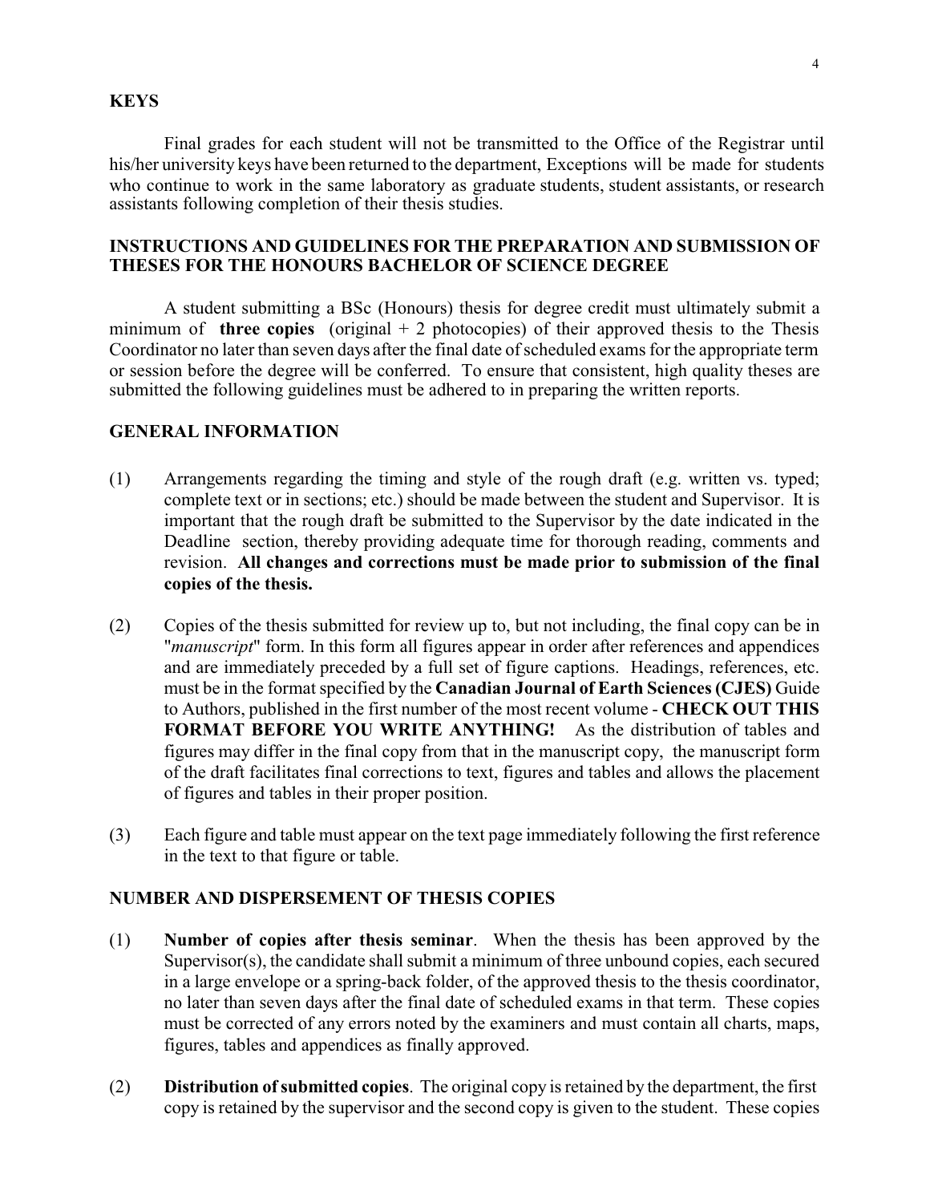## KEYS

Final grades for each student will not be transmitted to the Office of the Registrar until his/her university keys have been returned to the department, Exceptions will be made for students who continue to work in the same laboratory as graduate students, student assistants, or research assistants following completion of their thesis studies.

## INSTRUCTIONS AND GUIDELINES FOR THE PREPARATION AND SUBMISSION OF THESES FOR THE HONOURS BACHELOR OF SCIENCE DEGREE

A student submitting a BSc (Honours) thesis for degree credit must ultimately submit a minimum of **three copies** (original + 2 photocopies) of their approved thesis to the Thesis Coordinator no later than seven days after the final date of scheduled exams for the appropriate term or session before the degree will be conferred. To ensure that consistent, high quality theses are submitted the following guidelines must be adhered to in preparing the written reports.

## GENERAL INFORMATION

(1) Arrangements regarding the timing and style of the rough draft (e.g. written vs. typed; complete text or in sections; etc.) should be made between the student and Supervisor. It is important that the rough draft be submitted to the Supervisor by the date indicated in the Deadline section, thereby providing adequate time for thorough reading, comments and revision. **All changes and corrections must be made prior to submission of the final copies of the thesis.**

(2) Copies of the thesis submitted for review up to, but not including, the final copy can be in "*manuscript*" form. In this form all figures appear in order after references and appendices and are immediately preceded by a full set of figure captions. Headings, references, etc. must be in the format specified by the **Canadian Journal of Earth Sciences (CJES)** Guide to Authors, published in the first number of the most recent volume - **CHECK OUT THIS FORMAT BEFORE YOU WRITE ANYTHING!** As the distribution of tables and figures may differ in the final copy from that in the manuscript copy, the manuscript form of the draft facilitates final corrections to text, figures and tables and allows the placement of figures and tables in their proper position.

(3) Each figure and table must appear on the text page immediately following the first reference in the text to that figure or table.

## NUMBER AND DISPERSEMENT OF THESIS COPIES

(1) **Number of copies after thesis seminar**. When the thesis has been approved by the Supervisor(s), the candidate shall submit a minimum of three unbound copies, each secured in a large envelope or a spring-back folder, of the approved thesis to the thesis coordinator, no later than seven days after the final date of scheduled exams in that term. These copies must be corrected of any errors noted by the examiners and must contain all charts, maps, figures, tables and appendices as finally approved.

(2) **Distribution of submitted copies**. The original copy is retained by the department, the first copy is retained by the supervisor and the second copy is given to the student. These copies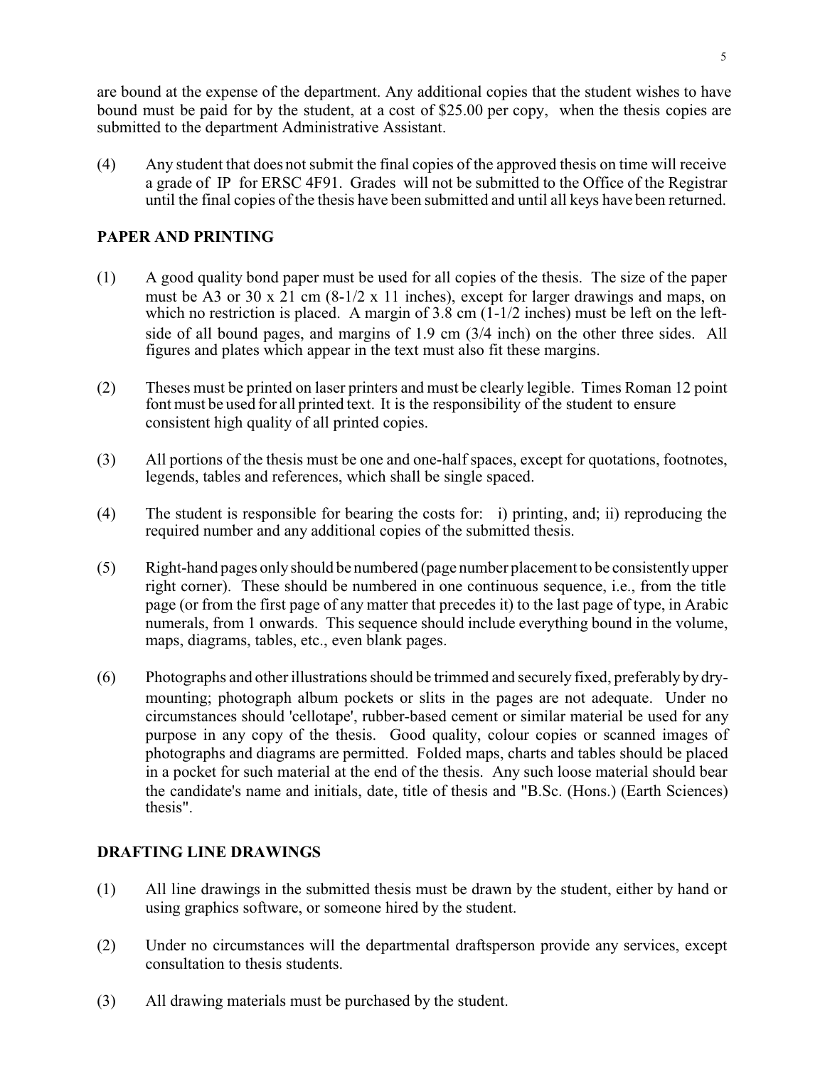are bound at the expense of the department. Any additional copies that the student wishes to have bound must be paid for by the student, at a cost of $25.00 per copy, when the thesis copies are submitted to the department Administrative Assistant.

(4) Any student that does not submit the final copies of the approved thesis on time will receive a grade of IP for ERSC 4F91. Grades will not be submitted to the Office of the Registrar until the final copies of the thesis have been submitted and until all keys have been returned.

## PAPER AND PRINTING

(1) A good quality bond paper must be used for all copies of the thesis. The size of the paper must be A3 or 30 x 21 cm (8-1/2 x 11 inches), except for larger drawings and maps, on which no restriction is placed. A margin of 3.8 cm (1-1/2 inches) must be left on the left-side of all bound pages, and margins of 1.9 cm (3/4 inch) on the other three sides. All figures and plates which appear in the text must also fit these margins.

(2) Theses must be printed on laser printers and must be clearly legible. Times Roman 12 point font must be used for all printed text. It is the responsibility of the student to ensure consistent high quality of all printed copies.

(3) All portions of the thesis must be one and one-half spaces, except for quotations, footnotes, legends, tables and references, which shall be single spaced.

(4) The student is responsible for bearing the costs for: i) printing, and; ii) reproducing the required number and any additional copies of the submitted thesis.

(5) Right-hand pages only should be numbered (page number placement to be consistently upper right corner). These should be numbered in one continuous sequence, i.e., from the title page (or from the first page of any matter that precedes it) to the last page of type, in Arabic numerals, from 1 onwards. This sequence should include everything bound in the volume, maps, diagrams, tables, etc., even blank pages.

(6) Photographs and other illustrations should be trimmed and securely fixed, preferably by dry-mounting; photograph album pockets or slits in the pages are not adequate. Under no circumstances should 'cellotape', rubber-based cement or similar material be used for any purpose in any copy of the thesis. Good quality, colour copies or scanned images of photographs and diagrams are permitted. Folded maps, charts and tables should be placed in a pocket for such material at the end of the thesis. Any such loose material should bear the candidate's name and initials, date, title of thesis and "B.Sc. (Hons.) (Earth Sciences) thesis".

## DRAFTING LINE DRAWINGS

(1) All line drawings in the submitted thesis must be drawn by the student, either by hand or using graphics software, or someone hired by the student.

(2) Under no circumstances will the departmental draftsperson provide any services, except consultation to thesis students.

(3) All drawing materials must be purchased by the student.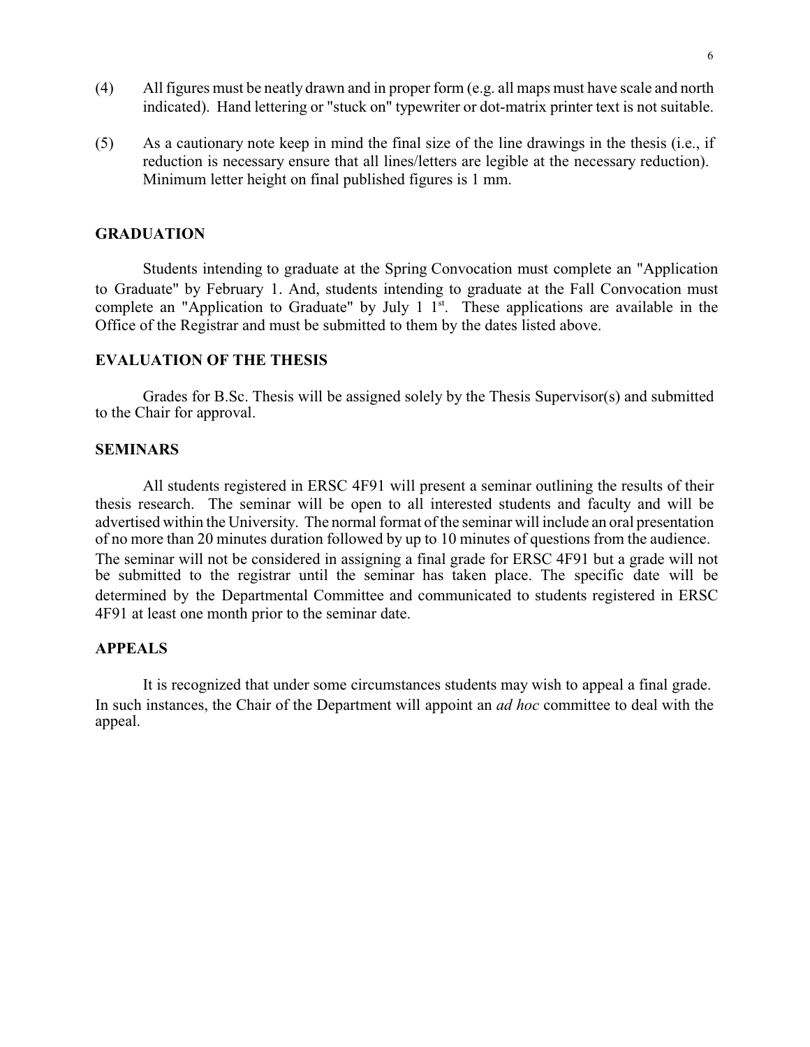(4) All figures must be neatly drawn and in proper form (e.g. all maps must have scale and north indicated). Hand lettering or "stuck on" typewriter or dot-matrix printer text is not suitable.

(5) As a cautionary note keep in mind the final size of the line drawings in the thesis (i.e., if reduction is necessary ensure that all lines/letters are legible at the necessary reduction). Minimum letter height on final published figures is 1 mm.

## GRADUATION

Students intending to graduate at the Spring Convocation must complete an "Application to Graduate" by February 1. And, students intending to graduate at the Fall Convocation must complete an "Application to Graduate" by July 1 1st. These applications are available in the Office of the Registrar and must be submitted to them by the dates listed above.

## EVALUATION OF THE THESIS

Grades for B.Sc. Thesis will be assigned solely by the Thesis Supervisor(s) and submitted to the Chair for approval.

## SEMINARS

All students registered in ERSC 4F91 will present a seminar outlining the results of their thesis research. The seminar will be open to all interested students and faculty and will be advertised within the University. The normal format of the seminar will include an oral presentation of no more than 20 minutes duration followed by up to 10 minutes of questions from the audience. The seminar will not be considered in assigning a final grade for ERSC 4F91 but a grade will not be submitted to the registrar until the seminar has taken place. The specific date will be determined by the Departmental Committee and communicated to students registered in ERSC 4F91 at least one month prior to the seminar date.

## APPEALS

It is recognized that under some circumstances students may wish to appeal a final grade. In such instances, the Chair of the Department will appoint an *ad hoc* committee to deal with the appeal.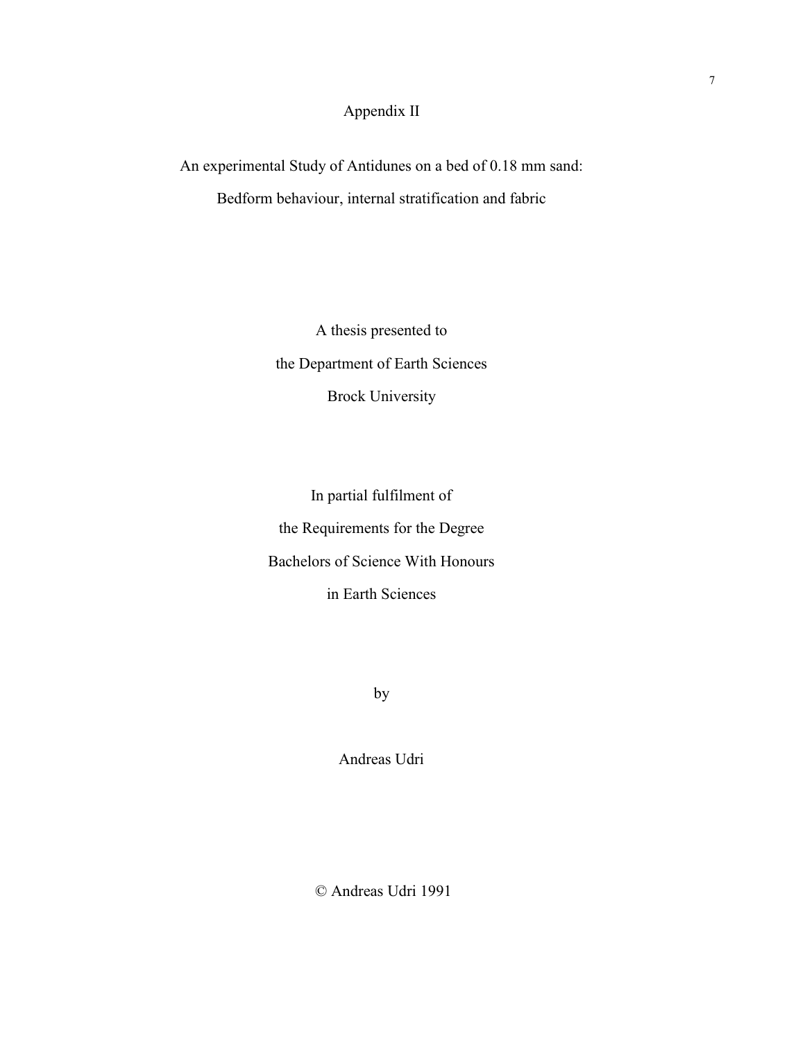# Appendix II

## An experimental Study of Antidunes on a bed of 0.18 mm sand: Bedform behaviour, internal stratification and fabric

A thesis presented to
the Department of Earth Sciences
Brock University

In partial fulfilment of
the Requirements for the Degree
Bachelors of Science With Honours
in Earth Sciences

by

Andreas Udri

© Andreas Udri 1991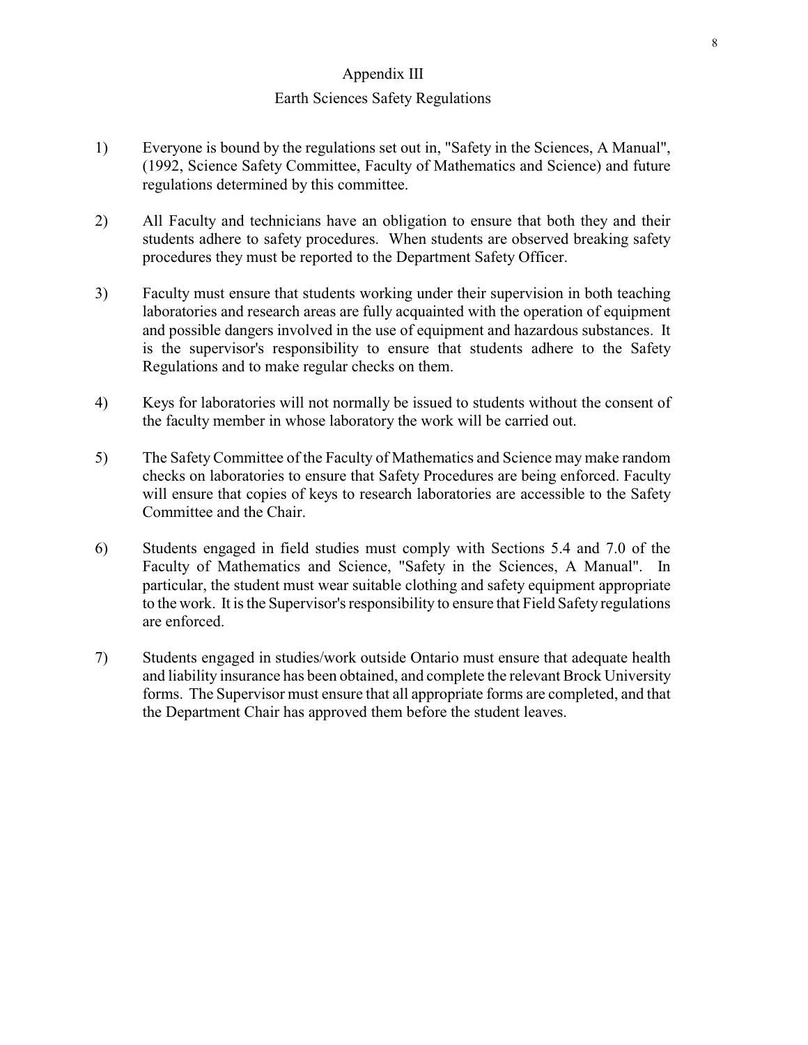# Appendix III

## Earth Sciences Safety Regulations

1) Everyone is bound by the regulations set out in, "Safety in the Sciences, A Manual", (1992, Science Safety Committee, Faculty of Mathematics and Science) and future regulations determined by this committee.

2) All Faculty and technicians have an obligation to ensure that both they and their students adhere to safety procedures. When students are observed breaking safety procedures they must be reported to the Department Safety Officer.

3) Faculty must ensure that students working under their supervision in both teaching laboratories and research areas are fully acquainted with the operation of equipment and possible dangers involved in the use of equipment and hazardous substances. It is the supervisor's responsibility to ensure that students adhere to the Safety Regulations and to make regular checks on them.

4) Keys for laboratories will not normally be issued to students without the consent of the faculty member in whose laboratory the work will be carried out.

5) The Safety Committee of the Faculty of Mathematics and Science may make random checks on laboratories to ensure that Safety Procedures are being enforced. Faculty will ensure that copies of keys to research laboratories are accessible to the Safety Committee and the Chair.

6) Students engaged in field studies must comply with Sections 5.4 and 7.0 of the Faculty of Mathematics and Science, "Safety in the Sciences, A Manual". In particular, the student must wear suitable clothing and safety equipment appropriate to the work. It is the Supervisor's responsibility to ensure that Field Safety regulations are enforced.

7) Students engaged in studies/work outside Ontario must ensure that adequate health and liability insurance has been obtained, and complete the relevant Brock University forms. The Supervisor must ensure that all appropriate forms are completed, and that the Department Chair has approved them before the student leaves.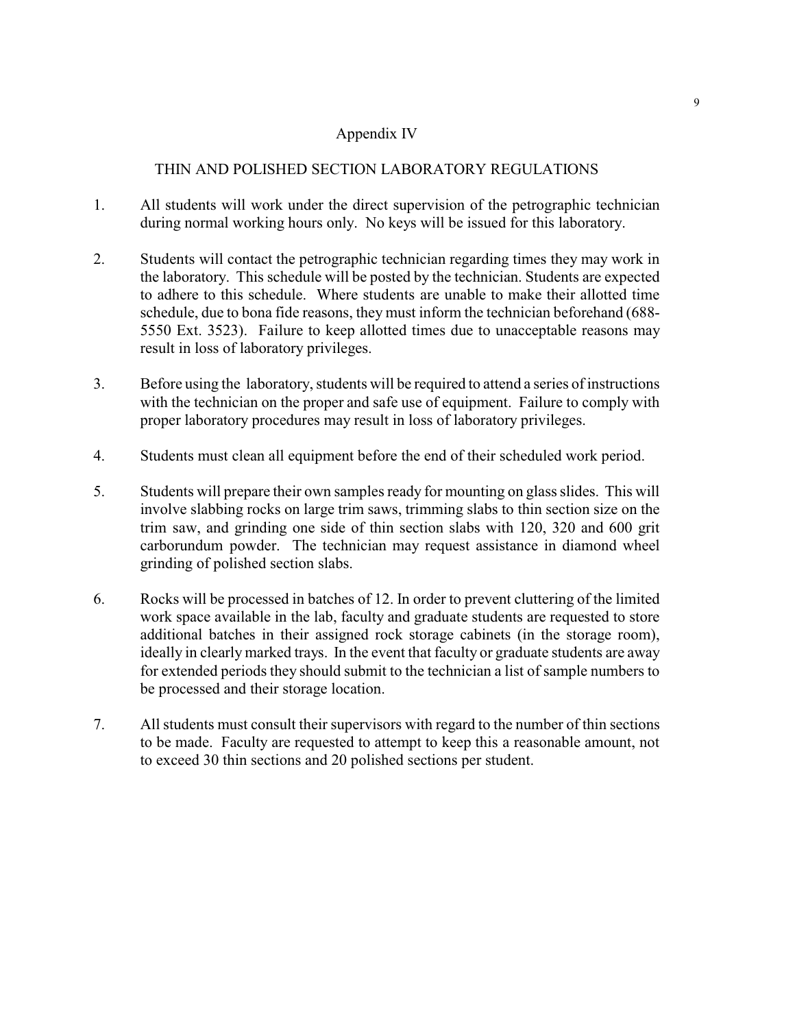## Appendix IV

### THIN AND POLISHED SECTION LABORATORY REGULATIONS

1. All students will work under the direct supervision of the petrographic technician during normal working hours only. No keys will be issued for this laboratory.

2. Students will contact the petrographic technician regarding times they may work in the laboratory. This schedule will be posted by the technician. Students are expected to adhere to this schedule. Where students are unable to make their allotted time schedule, due to bona fide reasons, they must inform the technician beforehand (688-5550 Ext. 3523). Failure to keep allotted times due to unacceptable reasons may result in loss of laboratory privileges.

3. Before using the laboratory, students will be required to attend a series of instructions with the technician on the proper and safe use of equipment. Failure to comply with proper laboratory procedures may result in loss of laboratory privileges.

4. Students must clean all equipment before the end of their scheduled work period.

5. Students will prepare their own samples ready for mounting on glass slides. This will involve slabbing rocks on large trim saws, trimming slabs to thin section size on the trim saw, and grinding one side of thin section slabs with 120, 320 and 600 grit carborundum powder. The technician may request assistance in diamond wheel grinding of polished section slabs.

6. Rocks will be processed in batches of 12. In order to prevent cluttering of the limited work space available in the lab, faculty and graduate students are requested to store additional batches in their assigned rock storage cabinets (in the storage room), ideally in clearly marked trays. In the event that faculty or graduate students are away for extended periods they should submit to the technician a list of sample numbers to be processed and their storage location.

7. All students must consult their supervisors with regard to the number of thin sections to be made. Faculty are requested to attempt to keep this a reasonable amount, not to exceed 30 thin sections and 20 polished sections per student.